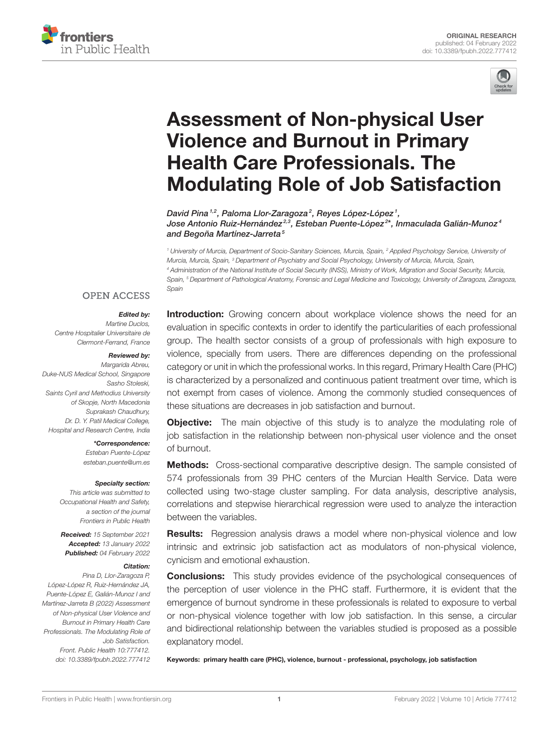ORIGINAL RESEARCH
published: 04 February 2022
doi: 10.3389/fpubh.2022.777412

# Assessment of Non-physical User Violence and Burnout in Primary Health Care Professionals. The Modulating Role of Job Satisfaction

*David Pina[1,2], Paloma Llor-Zaragoza[2], Reyes López-López[1], Jose Antonio Ruiz-Hernández[2,3], Esteban Puente-López[2]*, Inmaculada Galián-Munoz[4] and Begoña Martínez-Jarreta[5]*

[1] University of Murcia, Department of Socio-Sanitary Sciences, Murcia, Spain, [2] Applied Psychology Service, University of Murcia, Murcia, Spain, [3] Department of Psychiatry and Social Psychology, University of Murcia, Murcia, Spain, [4] Administration of the National Institute of Social Security (INSS), Ministry of Work, Migration and Social Security, Murcia, Spain, [5] Department of Pathological Anatomy, Forensic and Legal Medicine and Toxicology, University of Zaragoza, Zaragoza, Spain

OPEN ACCESS

***Edited by:***
*Martine Duclos, Centre Hospitalier Universitaire de Clermont-Ferrand, France*

***Reviewed by:***
*Margarida Abreu, Duke-NUS Medical School, Singapore*
*Sasho Stoleski, Saints Cyril and Methodius University of Skopje, North Macedonia*
*Suprakash Chaudhury, Dr. D. Y. Patil Medical College, Hospital and Research Centre, India*

***\*Correspondence:***
*Esteban Puente-López*
*esteban.puente@um.es*

***Specialty section:***
*This article was submitted to Occupational Health and Safety, a section of the journal Frontiers in Public Health*

***Received:*** *15 September 2021*
***Accepted:*** *13 January 2022*
***Published:*** *04 February 2022*

***Citation:***
*Pina D, Llor-Zaragoza P, López-López R, Ruiz-Hernández JA, Puente-López E, Galián-Munoz I and Martínez-Jarreta B (2022) Assessment of Non-physical User Violence and Burnout in Primary Health Care Professionals. The Modulating Role of Job Satisfaction. Front. Public Health 10:777412. doi: 10.3389/fpubh.2022.777412*

**Introduction:** Growing concern about workplace violence shows the need for an evaluation in specific contexts in order to identify the particularities of each professional group. The health sector consists of a group of professionals with high exposure to violence, specially from users. There are differences depending on the professional category or unit in which the professional works. In this regard, Primary Health Care (PHC) is characterized by a personalized and continuous patient treatment over time, which is not exempt from cases of violence. Among the commonly studied consequences of these situations are decreases in job satisfaction and burnout.

**Objective:** The main objective of this study is to analyze the modulating role of job satisfaction in the relationship between non-physical user violence and the onset of burnout.

**Methods:** Cross-sectional comparative descriptive design. The sample consisted of 574 professionals from 39 PHC centers of the Murcian Health Service. Data were collected using two-stage cluster sampling. For data analysis, descriptive analysis, correlations and stepwise hierarchical regression were used to analyze the interaction between the variables.

**Results:** Regression analysis draws a model where non-physical violence and low intrinsic and extrinsic job satisfaction act as modulators of non-physical violence, cynicism and emotional exhaustion.

**Conclusions:** This study provides evidence of the psychological consequences of the perception of user violence in the PHC staff. Furthermore, it is evident that the emergence of burnout syndrome in these professionals is related to exposure to verbal or non-physical violence together with low job satisfaction. In this sense, a circular and bidirectional relationship between the variables studied is proposed as a possible explanatory model.

**Keywords: primary health care (PHC), violence, burnout - professional, psychology, job satisfaction**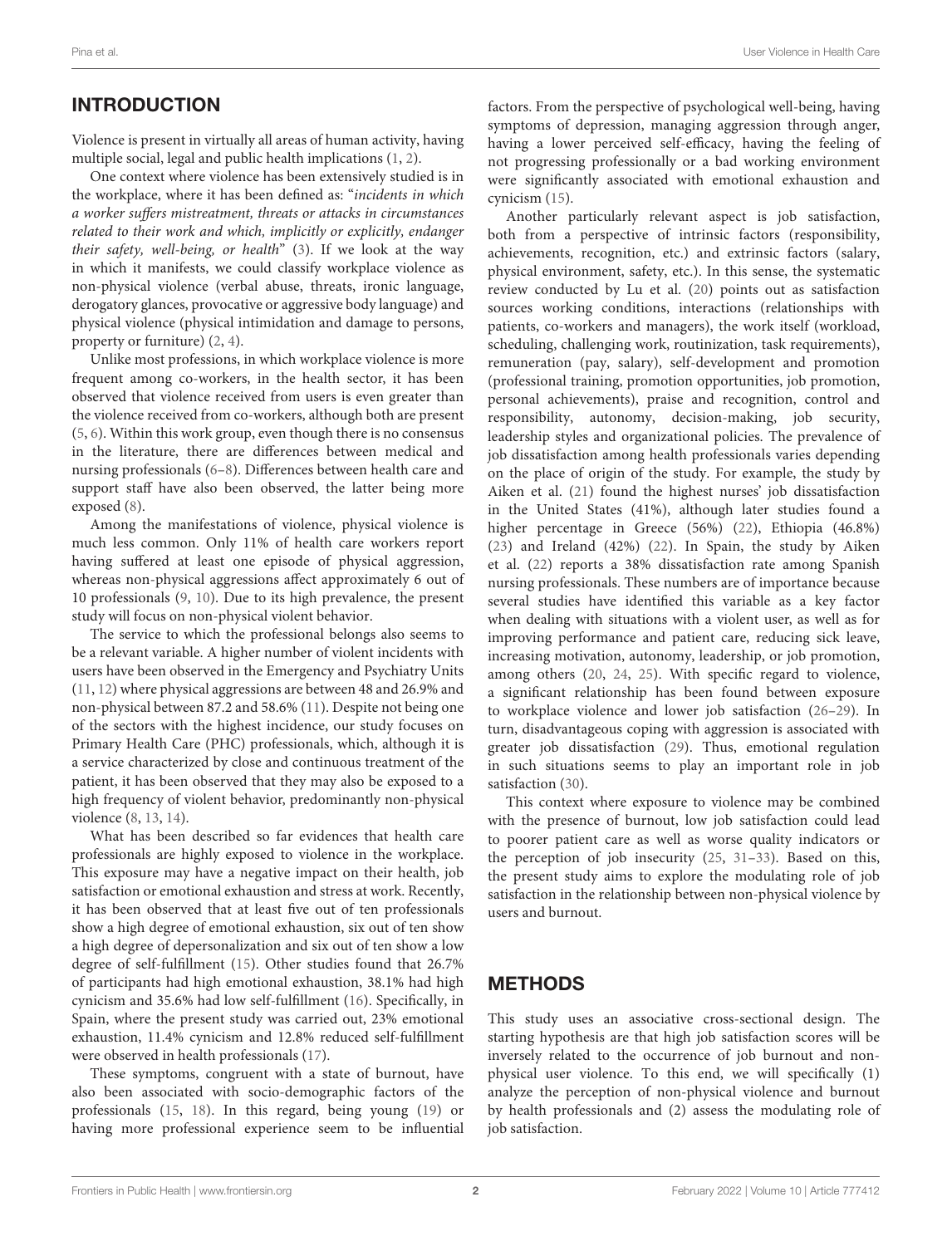## INTRODUCTION

Violence is present in virtually all areas of human activity, having multiple social, legal and public health implications (1, 2).

One context where violence has been extensively studied is in the workplace, where it has been defined as: "*incidents in which a worker suffers mistreatment, threats or attacks in circumstances related to their work and which, implicitly or explicitly, endanger their safety, well-being, or health*" (3). If we look at the way in which it manifests, we could classify workplace violence as non-physical violence (verbal abuse, threats, ironic language, derogatory glances, provocative or aggressive body language) and physical violence (physical intimidation and damage to persons, property or furniture) (2, 4).

Unlike most professions, in which workplace violence is more frequent among co-workers, in the health sector, it has been observed that violence received from users is even greater than the violence received from co-workers, although both are present (5, 6). Within this work group, even though there is no consensus in the literature, there are differences between medical and nursing professionals (6–8). Differences between health care and support staff have also been observed, the latter being more exposed (8).

Among the manifestations of violence, physical violence is much less common. Only 11% of health care workers report having suffered at least one episode of physical aggression, whereas non-physical aggressions affect approximately 6 out of 10 professionals (9, 10). Due to its high prevalence, the present study will focus on non-physical violent behavior.

The service to which the professional belongs also seems to be a relevant variable. A higher number of violent incidents with users have been observed in the Emergency and Psychiatry Units (11, 12) where physical aggressions are between 48 and 26.9% and non-physical between 87.2 and 58.6% (11). Despite not being one of the sectors with the highest incidence, our study focuses on Primary Health Care (PHC) professionals, which, although it is a service characterized by close and continuous treatment of the patient, it has been observed that they may also be exposed to a high frequency of violent behavior, predominantly non-physical violence (8, 13, 14).

What has been described so far evidences that health care professionals are highly exposed to violence in the workplace. This exposure may have a negative impact on their health, job satisfaction or emotional exhaustion and stress at work. Recently, it has been observed that at least five out of ten professionals show a high degree of emotional exhaustion, six out of ten show a high degree of depersonalization and six out of ten show a low degree of self-fulfillment (15). Other studies found that 26.7% of participants had high emotional exhaustion, 38.1% had high cynicism and 35.6% had low self-fulfillment (16). Specifically, in Spain, where the present study was carried out, 23% emotional exhaustion, 11.4% cynicism and 12.8% reduced self-fulfillment were observed in health professionals (17).

These symptoms, congruent with a state of burnout, have also been associated with socio-demographic factors of the professionals (15, 18). In this regard, being young (19) or having more professional experience seem to be influential factors. From the perspective of psychological well-being, having symptoms of depression, managing aggression through anger, having a lower perceived self-efficacy, having the feeling of not progressing professionally or a bad working environment were significantly associated with emotional exhaustion and cynicism (15).

Another particularly relevant aspect is job satisfaction, both from a perspective of intrinsic factors (responsibility, achievements, recognition, etc.) and extrinsic factors (salary, physical environment, safety, etc.). In this sense, the systematic review conducted by Lu et al. (20) points out as satisfaction sources working conditions, interactions (relationships with patients, co-workers and managers), the work itself (workload, scheduling, challenging work, routinization, task requirements), remuneration (pay, salary), self-development and promotion (professional training, promotion opportunities, job promotion, personal achievements), praise and recognition, control and responsibility, autonomy, decision-making, job security, leadership styles and organizational policies. The prevalence of job dissatisfaction among health professionals varies depending on the place of origin of the study. For example, the study by Aiken et al. (21) found the highest nurses' job dissatisfaction in the United States (41%), although later studies found a higher percentage in Greece (56%) (22), Ethiopia (46.8%) (23) and Ireland (42%) (22). In Spain, the study by Aiken et al. (22) reports a 38% dissatisfaction rate among Spanish nursing professionals. These numbers are of importance because several studies have identified this variable as a key factor when dealing with situations with a violent user, as well as for improving performance and patient care, reducing sick leave, increasing motivation, autonomy, leadership, or job promotion, among others (20, 24, 25). With specific regard to violence, a significant relationship has been found between exposure to workplace violence and lower job satisfaction (26–29). In turn, disadvantageous coping with aggression is associated with greater job dissatisfaction (29). Thus, emotional regulation in such situations seems to play an important role in job satisfaction (30).

This context where exposure to violence may be combined with the presence of burnout, low job satisfaction could lead to poorer patient care as well as worse quality indicators or the perception of job insecurity (25, 31–33). Based on this, the present study aims to explore the modulating role of job satisfaction in the relationship between non-physical violence by users and burnout.

## METHODS

This study uses an associative cross-sectional design. The starting hypothesis are that high job satisfaction scores will be inversely related to the occurrence of job burnout and non-physical user violence. To this end, we will specifically (1) analyze the perception of non-physical violence and burnout by health professionals and (2) assess the modulating role of job satisfaction.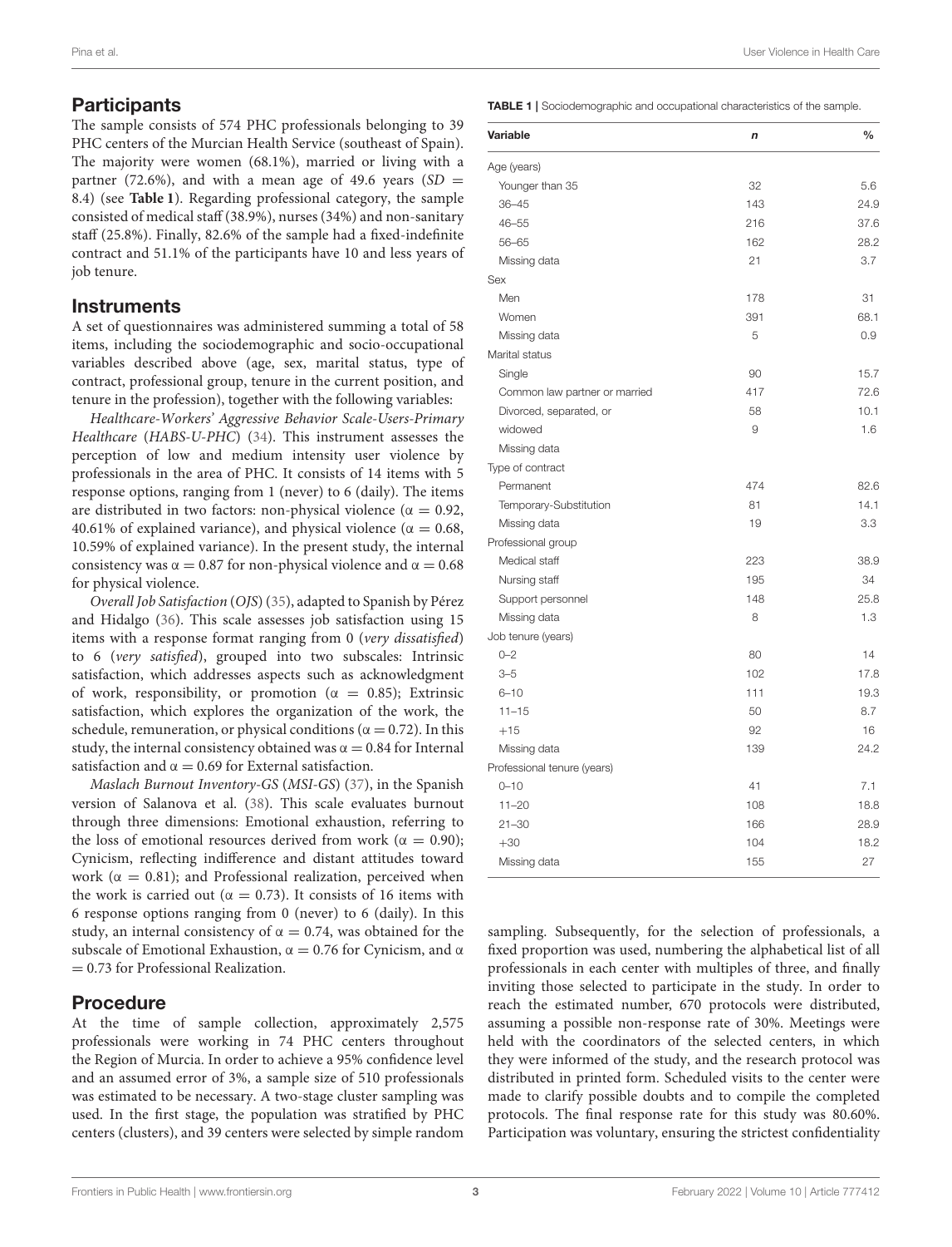## Participants

The sample consists of 574 PHC professionals belonging to 39 PHC centers of the Murcian Health Service (southeast of Spain). The majority were women (68.1%), married or living with a partner (72.6%), and with a mean age of 49.6 years ($SD$ = 8.4) (see **Table 1**). Regarding professional category, the sample consisted of medical staff (38.9%), nurses (34%) and non-sanitary staff (25.8%). Finally, 82.6% of the sample had a fixed-indefinite contract and 51.1% of the participants have 10 and less years of job tenure.

## Instruments

A set of questionnaires was administered summing a total of 58 items, including the sociodemographic and socio-occupational variables described above (age, sex, marital status, type of contract, professional group, tenure in the current position, and tenure in the profession), together with the following variables:

*Healthcare-Workers' Aggressive Behavior Scale-Users-Primary Healthcare* (*HABS-U-PHC*) (34). This instrument assesses the perception of low and medium intensity user violence by professionals in the area of PHC. It consists of 14 items with 5 response options, ranging from 1 (never) to 6 (daily). The items are distributed in two factors: non-physical violence ($\alpha$ = 0.92, 40.61% of explained variance), and physical violence ($\alpha$ = 0.68, 10.59% of explained variance). In the present study, the internal consistency was $\alpha$ = 0.87 for non-physical violence and $\alpha$ = 0.68 for physical violence.

*Overall Job Satisfaction* (*OJS*) (35), adapted to Spanish by Pérez and Hidalgo (36). This scale assesses job satisfaction using 15 items with a response format ranging from 0 (*very dissatisfied*) to 6 (*very satisfied*), grouped into two subscales: Intrinsic satisfaction, which addresses aspects such as acknowledgment of work, responsibility, or promotion ($\alpha$ = 0.85); Extrinsic satisfaction, which explores the organization of the work, the schedule, remuneration, or physical conditions ($\alpha$ = 0.72). In this study, the internal consistency obtained was $\alpha$ = 0.84 for Internal satisfaction and $\alpha$ = 0.69 for External satisfaction.

*Maslach Burnout Inventory-GS* (*MSI-GS*) (37), in the Spanish version of Salanova et al. (38). This scale evaluates burnout through three dimensions: Emotional exhaustion, referring to the loss of emotional resources derived from work ($\alpha$ = 0.90); Cynicism, reflecting indifference and distant attitudes toward work ($\alpha$ = 0.81); and Professional realization, perceived when the work is carried out ($\alpha$ = 0.73). It consists of 16 items with 6 response options ranging from 0 (never) to 6 (daily). In this study, an internal consistency of $\alpha$ = 0.74, was obtained for the subscale of Emotional Exhaustion, $\alpha$ = 0.76 for Cynicism, and $\alpha$ = 0.73 for Professional Realization.

## Procedure

At the time of sample collection, approximately 2,575 professionals were working in 74 PHC centers throughout the Region of Murcia. In order to achieve a 95% confidence level and an assumed error of 3%, a sample size of 510 professionals was estimated to be necessary. A two-stage cluster sampling was used. In the first stage, the population was stratified by PHC centers (clusters), and 39 centers were selected by simple random sampling. Subsequently, for the selection of professionals, a fixed proportion was used, numbering the alphabetical list of all professionals in each center with multiples of three, and finally inviting those selected to participate in the study. In order to reach the estimated number, 670 protocols were distributed, assuming a possible non-response rate of 30%. Meetings were held with the coordinators of the selected centers, in which they were informed of the study, and the research protocol was distributed in printed form. Scheduled visits to the center were made to clarify possible doubts and to compile the completed protocols. The final response rate for this study was 80.60%. Participation was voluntary, ensuring the strictest confidentiality

**TABLE 1** | Sociodemographic and occupational characteristics of the sample.

| Variable | n | % |
|---|---|---|
| Age (years) | | |
| Younger than 35 | 32 | 5.6 |
| 36–45 | 143 | 24.9 |
| 46–55 | 216 | 37.6 |
| 56–65 | 162 | 28.2 |
| Missing data | 21 | 3.7 |
| Sex | | |
| Men | 178 | 31 |
| Women | 391 | 68.1 |
| Missing data | 5 | 0.9 |
| Marital status | | |
| Single | 90 | 15.7 |
| Common law partner or married | 417 | 72.6 |
| Divorced, separated, or | 58 | 10.1 |
| widowed | 9 | 1.6 |
| Missing data | | |
| Type of contract | | |
| Permanent | 474 | 82.6 |
| Temporary-Substitution | 81 | 14.1 |
| Missing data | 19 | 3.3 |
| Professional group | | |
| Medical staff | 223 | 38.9 |
| Nursing staff | 195 | 34 |
| Support personnel | 148 | 25.8 |
| Missing data | 8 | 1.3 |
| Job tenure (years) | | |
| 0–2 | 80 | 14 |
| 3–5 | 102 | 17.8 |
| 6–10 | 111 | 19.3 |
| 11–15 | 50 | 8.7 |
| +15 | 92 | 16 |
| Missing data | 139 | 24.2 |
| Professional tenure (years) | | |
| 0–10 | 41 | 7.1 |
| 11–20 | 108 | 18.8 |
| 21–30 | 166 | 28.9 |
| +30 | 104 | 18.2 |
| Missing data | 155 | 27 |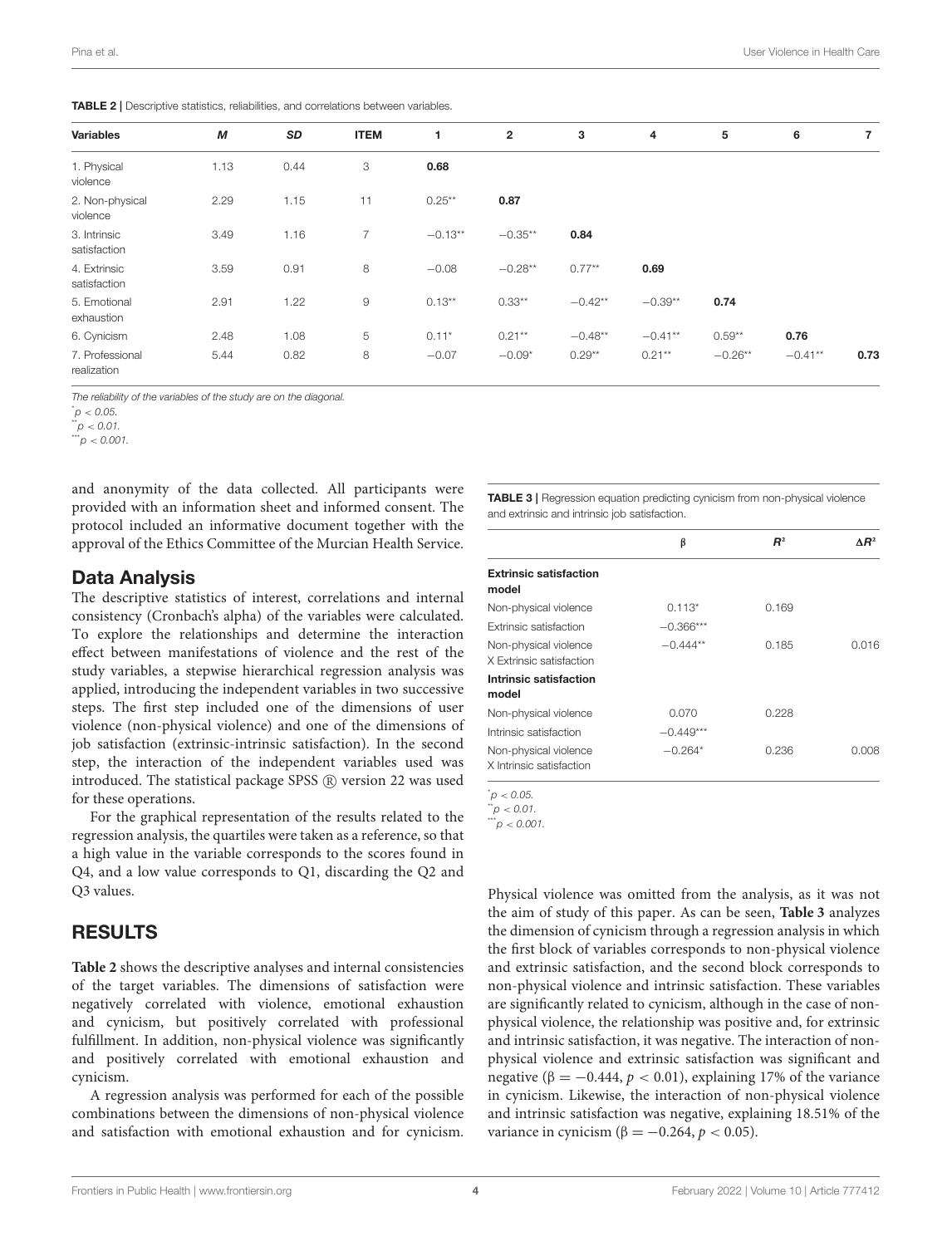**TABLE 2 |** Descriptive statistics, reliabilities, and correlations between variables.

| Variables | *M* | *SD* | ITEM | 1 | 2 | 3 | 4 | 5 | 6 | 7 |
|---|---|---|---|---|---|---|---|---|---|---|
| 1. Physical violence | 1.13 | 0.44 | 3 | **0.68** | | | | | | |
| 2. Non-physical violence | 2.29 | 1.15 | 11 | 0.25** | **0.87** | | | | | |
| 3. Intrinsic satisfaction | 3.49 | 1.16 | 7 | −0.13** | −0.35** | **0.84** | | | | |
| 4. Extrinsic satisfaction | 3.59 | 0.91 | 8 | −0.08 | −0.28** | 0.77** | **0.69** | | | |
| 5. Emotional exhaustion | 2.91 | 1.22 | 9 | 0.13** | 0.33** | −0.42** | −0.39** | **0.74** | | |
| 6. Cynicism | 2.48 | 1.08 | 5 | 0.11* | 0.21** | −0.48** | −0.41** | 0.59** | **0.76** | |
| 7. Professional realization | 5.44 | 0.82 | 8 | −0.07 | −0.09* | 0.29** | 0.21** | −0.26** | −0.41** | **0.73** |

*The reliability of the variables of the study are on the diagonal.*
*$p < 0.05$.
**$p < 0.01$.
***$p < 0.001$.

and anonymity of the data collected. All participants were provided with an information sheet and informed consent. The protocol included an informative document together with the approval of the Ethics Committee of the Murcian Health Service.

## Data Analysis

The descriptive statistics of interest, correlations and internal consistency (Cronbach's alpha) of the variables were calculated. To explore the relationships and determine the interaction effect between manifestations of violence and the rest of the study variables, a stepwise hierarchical regression analysis was applied, introducing the independent variables in two successive steps. The first step included one of the dimensions of user violence (non-physical violence) and one of the dimensions of job satisfaction (extrinsic-intrinsic satisfaction). In the second step, the interaction of the independent variables used was introduced. The statistical package SPSS ® version 22 was used for these operations.

For the graphical representation of the results related to the regression analysis, the quartiles were taken as a reference, so that a high value in the variable corresponds to the scores found in Q4, and a low value corresponds to Q1, discarding the Q2 and Q3 values.

## RESULTS

**Table 2** shows the descriptive analyses and internal consistencies of the target variables. The dimensions of satisfaction were negatively correlated with violence, emotional exhaustion and cynicism, but positively correlated with professional fulfillment. In addition, non-physical violence was significantly and positively correlated with emotional exhaustion and cynicism.

A regression analysis was performed for each of the possible combinations between the dimensions of non-physical violence and satisfaction with emotional exhaustion and for cynicism.

**TABLE 3 |** Regression equation predicting cynicism from non-physical violence and extrinsic and intrinsic job satisfaction.

| | β | $R^2$ | $\Delta R^2$ |
|---|---|---|---|
| **Extrinsic satisfaction model** | | | |
| Non-physical violence | 0.113* | 0.169 | |
| Extrinsic satisfaction | −0.366*** | | |
| Non-physical violence X Extrinsic satisfaction | −0.444** | 0.185 | 0.016 |
| **Intrinsic satisfaction model** | | | |
| Non-physical violence | 0.070 | 0.228 | |
| Intrinsic satisfaction | −0.449*** | | |
| Non-physical violence X Intrinsic satisfaction | −0.264* | 0.236 | 0.008 |

*$p < 0.05$.
**$p < 0.01$.
***$p < 0.001$.

Physical violence was omitted from the analysis, as it was not the aim of study of this paper. As can be seen, **Table 3** analyzes the dimension of cynicism through a regression analysis in which the first block of variables corresponds to non-physical violence and extrinsic satisfaction, and the second block corresponds to non-physical violence and intrinsic satisfaction. These variables are significantly related to cynicism, although in the case of non-physical violence, the relationship was positive and, for extrinsic and intrinsic satisfaction, it was negative. The interaction of non-physical violence and extrinsic satisfaction was significant and negative ($\beta = -0.444$, $p < 0.01$), explaining 17% of the variance in cynicism. Likewise, the interaction of non-physical violence and intrinsic satisfaction was negative, explaining 18.51% of the variance in cynicism ($\beta = -0.264$, $p < 0.05$).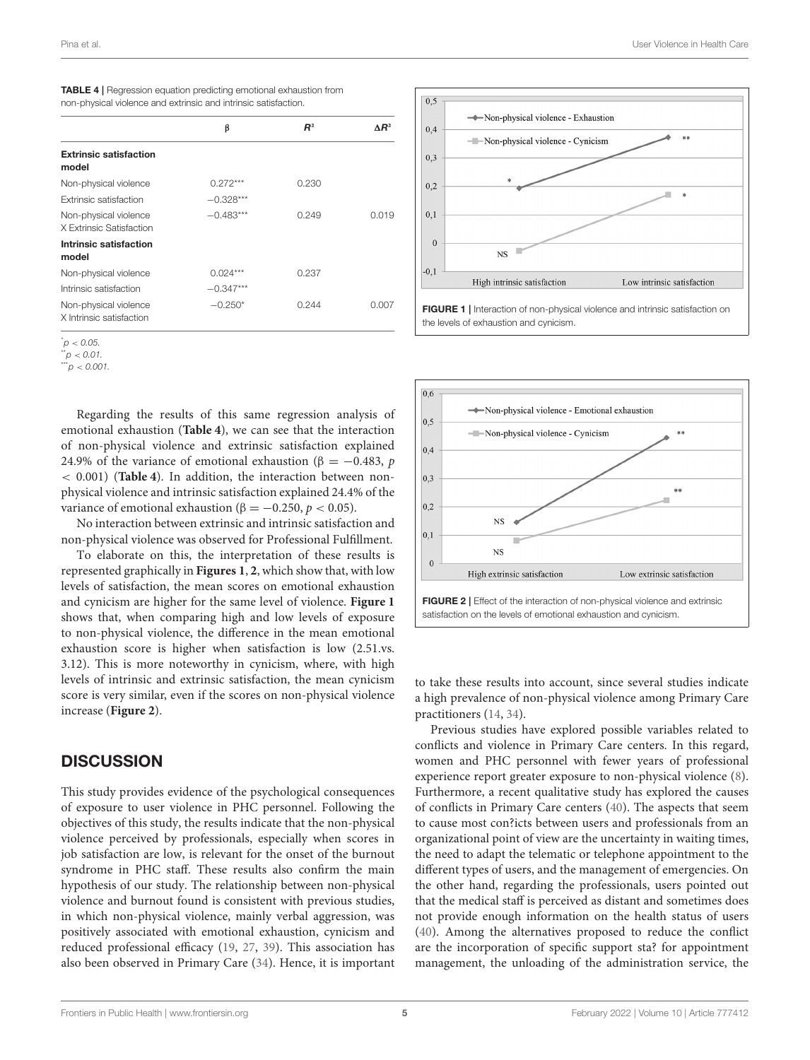**TABLE 4** | Regression equation predicting emotional exhaustion from non-physical violence and extrinsic and intrinsic satisfaction.

| | β | $R^2$ | $\Delta R^2$ |
|---|---|---|---|
| **Extrinsic satisfaction model** | | | |
| Non-physical violence | 0.272*** | 0.230 | |
| Extrinsic satisfaction | −0.328*** | | |
| Non-physical violence X Extrinsic Satisfaction | −0.483*** | 0.249 | 0.019 |
| **Intrinsic satisfaction model** | | | |
| Non-physical violence | 0.024*** | 0.237 | |
| Intrinsic satisfaction | −0.347*** | | |
| Non-physical violence X Intrinsic satisfaction | −0.250* | 0.244 | 0.007 |

*$p < 0.05$.
**$p < 0.01$.
***$p < 0.001$.

**FIGURE 1** | Interaction of non-physical violence and intrinsic satisfaction on the levels of exhaustion and cynicism.

**FIGURE 2** | Effect of the interaction of non-physical violence and extrinsic satisfaction on the levels of emotional exhaustion and cynicism.

Regarding the results of this same regression analysis of emotional exhaustion (**Table 4**), we can see that the interaction of non-physical violence and extrinsic satisfaction explained 24.9% of the variance of emotional exhaustion (β = −0.483, $p < 0.001$) (**Table 4**). In addition, the interaction between non-physical violence and intrinsic satisfaction explained 24.4% of the variance of emotional exhaustion (β = −0.250, $p < 0.05$).

No interaction between extrinsic and intrinsic satisfaction and non-physical violence was observed for Professional Fulfillment.

To elaborate on this, the interpretation of these results is represented graphically in **Figures 1**, **2**, which show that, with low levels of satisfaction, the mean scores on emotional exhaustion and cynicism are higher for the same level of violence. **Figure 1** shows that, when comparing high and low levels of exposure to non-physical violence, the difference in the mean emotional exhaustion score is higher when satisfaction is low (2.51.vs. 3.12). This is more noteworthy in cynicism, where, with high levels of intrinsic and extrinsic satisfaction, the mean cynicism score is very similar, even if the scores on non-physical violence increase (**Figure 2**).

## DISCUSSION

This study provides evidence of the psychological consequences of exposure to user violence in PHC personnel. Following the objectives of this study, the results indicate that the non-physical violence perceived by professionals, especially when scores in job satisfaction are low, is relevant for the onset of the burnout syndrome in PHC staff. These results also confirm the main hypothesis of our study. The relationship between non-physical violence and burnout found is consistent with previous studies, in which non-physical violence, mainly verbal aggression, was positively associated with emotional exhaustion, cynicism and reduced professional efficacy (19, 27, 39). This association has also been observed in Primary Care (34). Hence, it is important to take these results into account, since several studies indicate a high prevalence of non-physical violence among Primary Care practitioners (14, 34).

Previous studies have explored possible variables related to conflicts and violence in Primary Care centers. In this regard, women and PHC personnel with fewer years of professional experience report greater exposure to non-physical violence (8). Furthermore, a recent qualitative study has explored the causes of conflicts in Primary Care centers (40). The aspects that seem to cause most con?icts between users and professionals from an organizational point of view are the uncertainty in waiting times, the need to adapt the telematic or telephone appointment to the different types of users, and the management of emergencies. On the other hand, regarding the professionals, users pointed out that the medical staff is perceived as distant and sometimes does not provide enough information on the health status of users (40). Among the alternatives proposed to reduce the conflict are the incorporation of specific support sta? for appointment management, the unloading of the administration service, the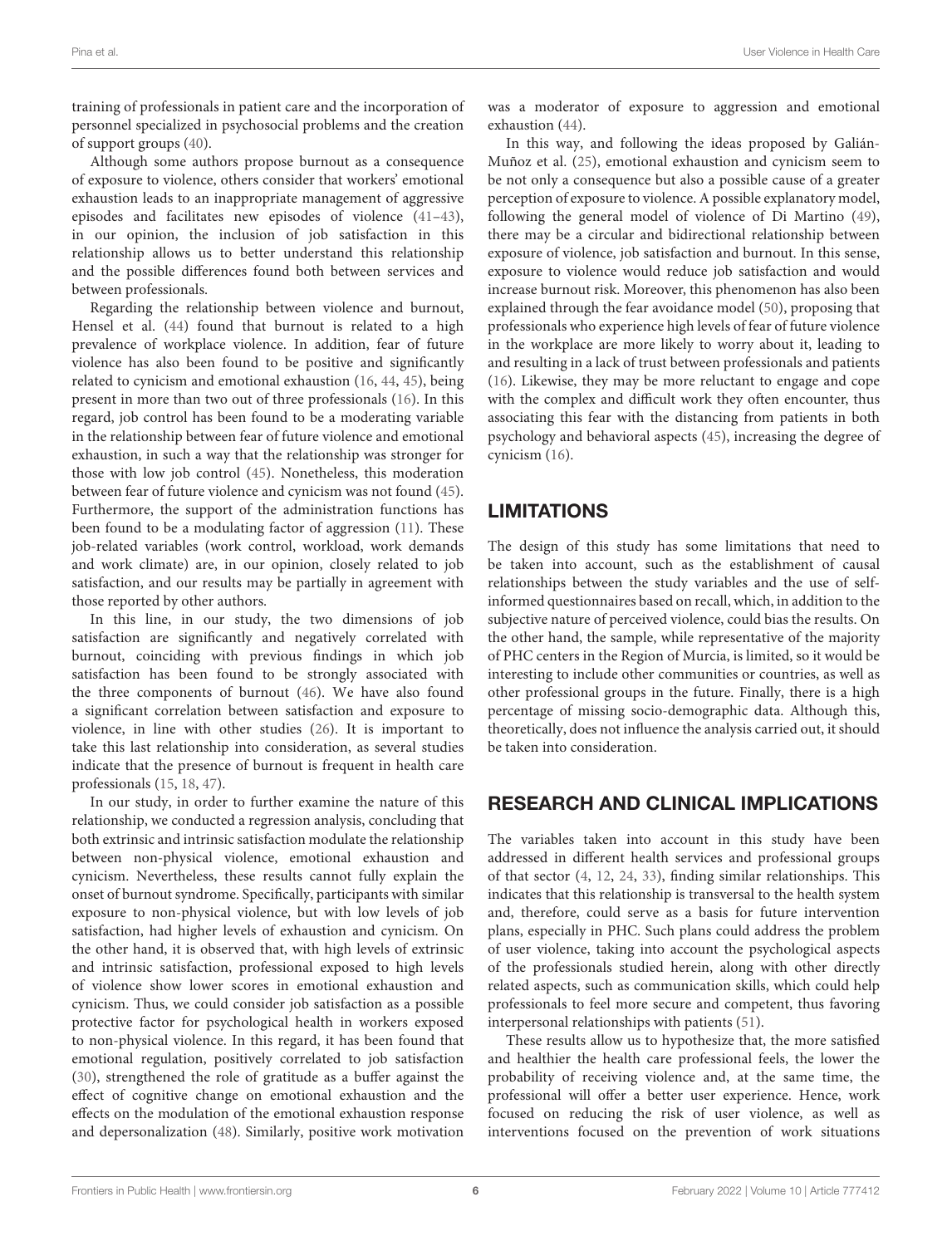training of professionals in patient care and the incorporation of personnel specialized in psychosocial problems and the creation of support groups (40).

Although some authors propose burnout as a consequence of exposure to violence, others consider that workers' emotional exhaustion leads to an inappropriate management of aggressive episodes and facilitates new episodes of violence (41–43), in our opinion, the inclusion of job satisfaction in this relationship allows us to better understand this relationship and the possible differences found both between services and between professionals.

Regarding the relationship between violence and burnout, Hensel et al. (44) found that burnout is related to a high prevalence of workplace violence. In addition, fear of future violence has also been found to be positive and significantly related to cynicism and emotional exhaustion (16, 44, 45), being present in more than two out of three professionals (16). In this regard, job control has been found to be a moderating variable in the relationship between fear of future violence and emotional exhaustion, in such a way that the relationship was stronger for those with low job control (45). Nonetheless, this moderation between fear of future violence and cynicism was not found (45). Furthermore, the support of the administration functions has been found to be a modulating factor of aggression (11). These job-related variables (work control, workload, work demands and work climate) are, in our opinion, closely related to job satisfaction, and our results may be partially in agreement with those reported by other authors.

In this line, in our study, the two dimensions of job satisfaction are significantly and negatively correlated with burnout, coinciding with previous findings in which job satisfaction has been found to be strongly associated with the three components of burnout (46). We have also found a significant correlation between satisfaction and exposure to violence, in line with other studies (26). It is important to take this last relationship into consideration, as several studies indicate that the presence of burnout is frequent in health care professionals (15, 18, 47).

In our study, in order to further examine the nature of this relationship, we conducted a regression analysis, concluding that both extrinsic and intrinsic satisfaction modulate the relationship between non-physical violence, emotional exhaustion and cynicism. Nevertheless, these results cannot fully explain the onset of burnout syndrome. Specifically, participants with similar exposure to non-physical violence, but with low levels of job satisfaction, had higher levels of exhaustion and cynicism. On the other hand, it is observed that, with high levels of extrinsic and intrinsic satisfaction, professional exposed to high levels of violence show lower scores in emotional exhaustion and cynicism. Thus, we could consider job satisfaction as a possible protective factor for psychological health in workers exposed to non-physical violence. In this regard, it has been found that emotional regulation, positively correlated to job satisfaction (30), strengthened the role of gratitude as a buffer against the effect of cognitive change on emotional exhaustion and the effects on the modulation of the emotional exhaustion response and depersonalization (48). Similarly, positive work motivation was a moderator of exposure to aggression and emotional exhaustion (44).

In this way, and following the ideas proposed by Galián-Muñoz et al. (25), emotional exhaustion and cynicism seem to be not only a consequence but also a possible cause of a greater perception of exposure to violence. A possible explanatory model, following the general model of violence of Di Martino (49), there may be a circular and bidirectional relationship between exposure of violence, job satisfaction and burnout. In this sense, exposure to violence would reduce job satisfaction and would increase burnout risk. Moreover, this phenomenon has also been explained through the fear avoidance model (50), proposing that professionals who experience high levels of fear of future violence in the workplace are more likely to worry about it, leading to and resulting in a lack of trust between professionals and patients (16). Likewise, they may be more reluctant to engage and cope with the complex and difficult work they often encounter, thus associating this fear with the distancing from patients in both psychology and behavioral aspects (45), increasing the degree of cynicism (16).

## LIMITATIONS

The design of this study has some limitations that need to be taken into account, such as the establishment of causal relationships between the study variables and the use of self-informed questionnaires based on recall, which, in addition to the subjective nature of perceived violence, could bias the results. On the other hand, the sample, while representative of the majority of PHC centers in the Region of Murcia, is limited, so it would be interesting to include other communities or countries, as well as other professional groups in the future. Finally, there is a high percentage of missing socio-demographic data. Although this, theoretically, does not influence the analysis carried out, it should be taken into consideration.

## RESEARCH AND CLINICAL IMPLICATIONS

The variables taken into account in this study have been addressed in different health services and professional groups of that sector (4, 12, 24, 33), finding similar relationships. This indicates that this relationship is transversal to the health system and, therefore, could serve as a basis for future intervention plans, especially in PHC. Such plans could address the problem of user violence, taking into account the psychological aspects of the professionals studied herein, along with other directly related aspects, such as communication skills, which could help professionals to feel more secure and competent, thus favoring interpersonal relationships with patients (51).

These results allow us to hypothesize that, the more satisfied and healthier the health care professional feels, the lower the probability of receiving violence and, at the same time, the professional will offer a better user experience. Hence, work focused on reducing the risk of user violence, as well as interventions focused on the prevention of work situations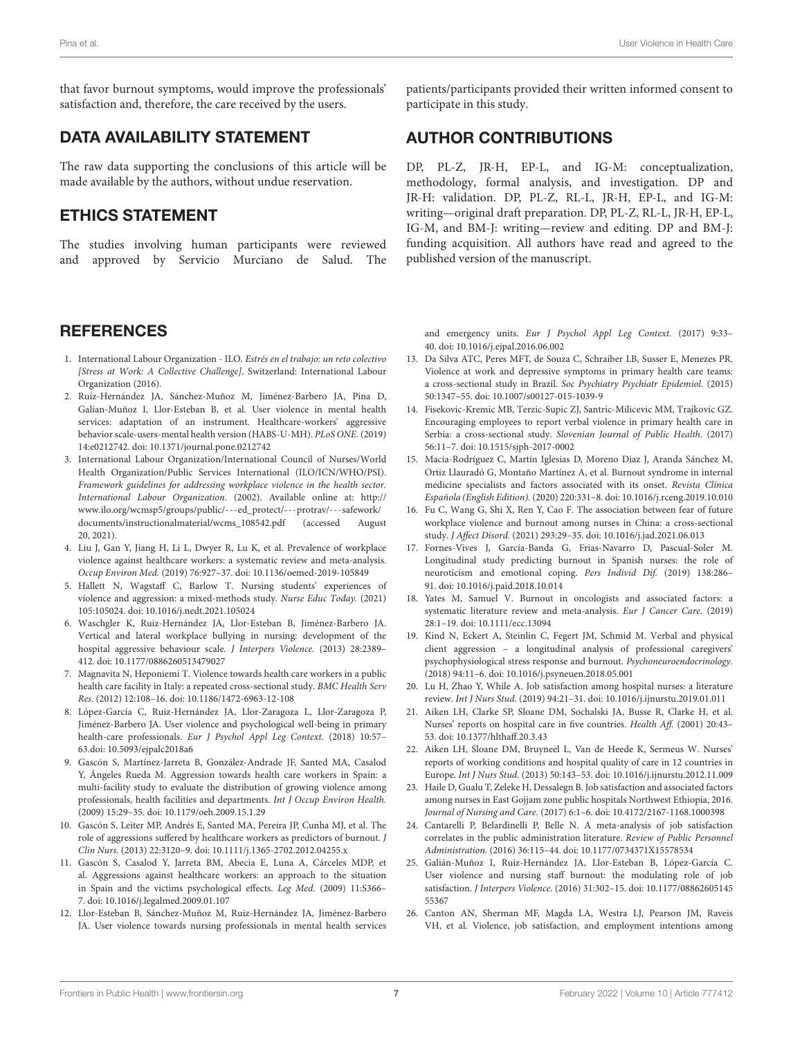that favor burnout symptoms, would improve the professionals' satisfaction and, therefore, the care received by the users.

## DATA AVAILABILITY STATEMENT

The raw data supporting the conclusions of this article will be made available by the authors, without undue reservation.

## ETHICS STATEMENT

The studies involving human participants were reviewed and approved by Servicio Murciano de Salud. The patients/participants provided their written informed consent to participate in this study.

## AUTHOR CONTRIBUTIONS

DP, PL-Z, JR-H, EP-L, and IG-M: conceptualization, methodology, formal analysis, and investigation. DP and JR-H: validation. DP, PL-Z, RL-L, JR-H, EP-L, and IG-M: writing—original draft preparation. DP, PL-Z, RL-L, JR-H, EP-L, IG-M, and BM-J: writing—review and editing. DP and BM-J: funding acquisition. All authors have read and agreed to the published version of the manuscript.

## REFERENCES

1. International Labour Organization - ILO. *Estrés en el trabajo: un reto colectivo [Stress at Work: A Collective Challenge]*. Switzerland: International Labour Organization (2016).
2. Ruiz-Hernández JA, Sánchez-Muñoz M, Jiménez-Barbero JA, Pina D, Galián-Muñoz I, Llor-Esteban B, et al. User violence in mental health services: adaptation of an instrument. Healthcare-workers' aggressive behavior scale-users-mental health version (HABS-U-MH). *PLoS ONE.* (2019) 14:e0212742. doi: 10.1371/journal.pone.0212742
3. International Labour Organization/International Council of Nurses/World Health Organization/Public Services International (ILO/ICN/WHO/PSI). *Framework guidelines for addressing workplace violence in the health sector. International Labour Organization.* (2002). Available online at: http://www.ilo.org/wcmsp5/groups/public/---ed_protect/---protrav/---safework/documents/instructionalmaterial/wcms_108542.pdf (accessed August 20, 2021).
4. Liu J, Gan Y, Jiang H, Li L, Dwyer R, Lu K, et al. Prevalence of workplace violence against healthcare workers: a systematic review and meta-analysis. *Occup Environ Med.* (2019) 76:927–37. doi: 10.1136/oemed-2019-105849
5. Hallett N, Wagstaff C, Barlow T. Nursing students' experiences of violence and aggression: a mixed-methods study. *Nurse Educ Today.* (2021) 105:105024. doi: 10.1016/j.nedt.2021.105024
6. Waschgler K, Ruiz-Hernández JA, Llor-Esteban B, Jiménez-Barbero JA. Vertical and lateral workplace bullying in nursing: development of the hospital aggressive behaviour scale. *J Interpers Violence.* (2013) 28:2389–412. doi: 10.1177/0886260513479027
7. Magnavita N, Heponiemi T. Violence towards health care workers in a public health care facility in Italy: a repeated cross-sectional study. *BMC Health Serv Res.* (2012) 12:108–16. doi: 10.1186/1472-6963-12-108
8. López-García C, Ruiz-Hernández JA, Llor-Zaragoza L, Llor-Zaragoza P, Jiménez-Barbero JA. User violence and psychological well-being in primary health-care professionals. *Eur J Psychol Appl Leg Context.* (2018) 10:57–63.doi: 10.5093/ejpalc2018a6
9. Gascón S, Martínez-Jarreta B, González-Andrade JF, Santed MA, Casalod Y, Ángeles Rueda M. Aggression towards health care workers in Spain: a multi-facility study to evaluate the distribution of growing violence among professionals, health facilities and departments. *Int J Occup Environ Health.* (2009) 15:29–35. doi: 10.1179/oeh.2009.15.1.29
10. Gascón S, Leiter MP, Andrés E, Santed MA, Pereira JP, Cunha MJ, et al. The role of aggressions suffered by healthcare workers as predictors of burnout. *J Clin Nurs.* (2013) 22:3120–9. doi: 10.1111/j.1365-2702.2012.04255.x
11. Gascón S, Casalod Y, Jarreta BM, Abecia E, Luna A, Cárceles MDP, et al. Aggressions against healthcare workers: an approach to the situation in Spain and the victims psychological effects. *Leg Med.* (2009) 11:S366–7. doi: 10.1016/j.legalmed.2009.01.107
12. Llor-Esteban B, Sánchez-Muñoz M, Ruiz-Hernández JA, Jiménez-Barbero JA. User violence towards nursing professionals in mental health services and emergency units. *Eur J Psychol Appl Leg Context.* (2017) 9:33–40. doi: 10.1016/j.ejpal.2016.06.002
13. Da Silva ATC, Peres MFT, de Souza C, Schraiber LB, Susser E, Menezes PR. Violence at work and depressive symptoms in primary health care teams: a cross-sectional study in Brazil. *Soc Psychiatry Psychiatr Epidemiol.* (2015) 50:1347–55. doi: 10.1007/s00127-015-1039-9
14. Fisekovic-Kremic MB, Terzic-Supic ZJ, Santric-Milicevic MM, Trajkovic GZ. Encouraging employees to report verbal violence in primary health care in Serbia: a cross-sectional study. *Slovenian Journal of Public Health.* (2017) 56:11–7. doi: 10.1515/sjph-2017-0002
15. Macía-Rodríguez C, Martín Iglesias D, Moreno Diaz J, Aranda Sánchez M, Ortiz Llauradó G, Montaño Martínez A, et al. Burnout syndrome in internal medicine specialists and factors associated with its onset. *Revista Clínica Española (English Edition).* (2020) 220:331–8. doi: 10.1016/j.rceng.2019.10.010
16. Fu C, Wang G, Shi X, Ren Y, Cao F. The association between fear of future workplace violence and burnout among nurses in China: a cross-sectional study. *J Affect Disord.* (2021) 293:29–35. doi: 10.1016/j.jad.2021.06.013
17. Fornes-Vives J, García-Banda G, Frias-Navarro D, Pascual-Soler M. Longitudinal study predicting burnout in Spanish nurses: the role of neuroticism and emotional coping. *Pers Individ Dif.* (2019) 138:286–91. doi: 10.1016/j.paid.2018.10.014
18. Yates M, Samuel V. Burnout in oncologists and associated factors: a systematic literature review and meta-analysis. *Eur J Cancer Care.* (2019) 28:1–19. doi: 10.1111/ecc.13094
19. Kind N, Eckert A, Steinlin C, Fegert JM, Schmid M. Verbal and physical client aggression – a longitudinal analysis of professional caregivers' psychophysiological stress response and burnout. *Psychoneuroendocrinology.* (2018) 94:11–6. doi: 10.1016/j.psyneuen.2018.05.001
20. Lu H, Zhao Y, While A. Job satisfaction among hospital nurses: a literature review. *Int J Nurs Stud.* (2019) 94:21–31. doi: 10.1016/j.ijnurstu.2019.01.011
21. Aiken LH, Clarke SP, Sloane DM, Sochalski JA, Busse R, Clarke H, et al. Nurses' reports on hospital care in five countries. *Health Aff.* (2001) 20:43–53. doi: 10.1377/hlthaff.20.3.43
22. Aiken LH, Sloane DM, Bruyneel L, Van de Heede K, Sermeus W. Nurses' reports of working conditions and hospital quality of care in 12 countries in Europe. *Int J Nurs Stud.* (2013) 50:143–53. doi: 10.1016/j.ijnurstu.2012.11.009
23. Haile D, Gualu T, Zeleke H, Dessalegn B. Job satisfaction and associated factors among nurses in East Gojjam zone public hospitals Northwest Ethiopia, 2016. *Journal of Nursing and Care.* (2017) 6:1–6. doi: 10.4172/2167-1168.1000398
24. Cantarelli P, Belardinelli P, Belle N. A meta-analysis of job satisfaction correlates in the public administration literature. *Review of Public Personnel Administration.* (2016) 36:115–44. doi: 10.1177/0734371X15578534
25. Galián-Muñoz I, Ruiz-Hernández JA, Llor-Esteban B, López-García C. User violence and nursing staff burnout: the modulating role of job satisfaction. *J Interpers Violence.* (2016) 31:302–15. doi: 10.1177/0886260514555367
26. Canton AN, Sherman MF, Magda LA, Westra LJ, Pearson JM, Raveis VH, et al. Violence, job satisfaction, and employment intentions among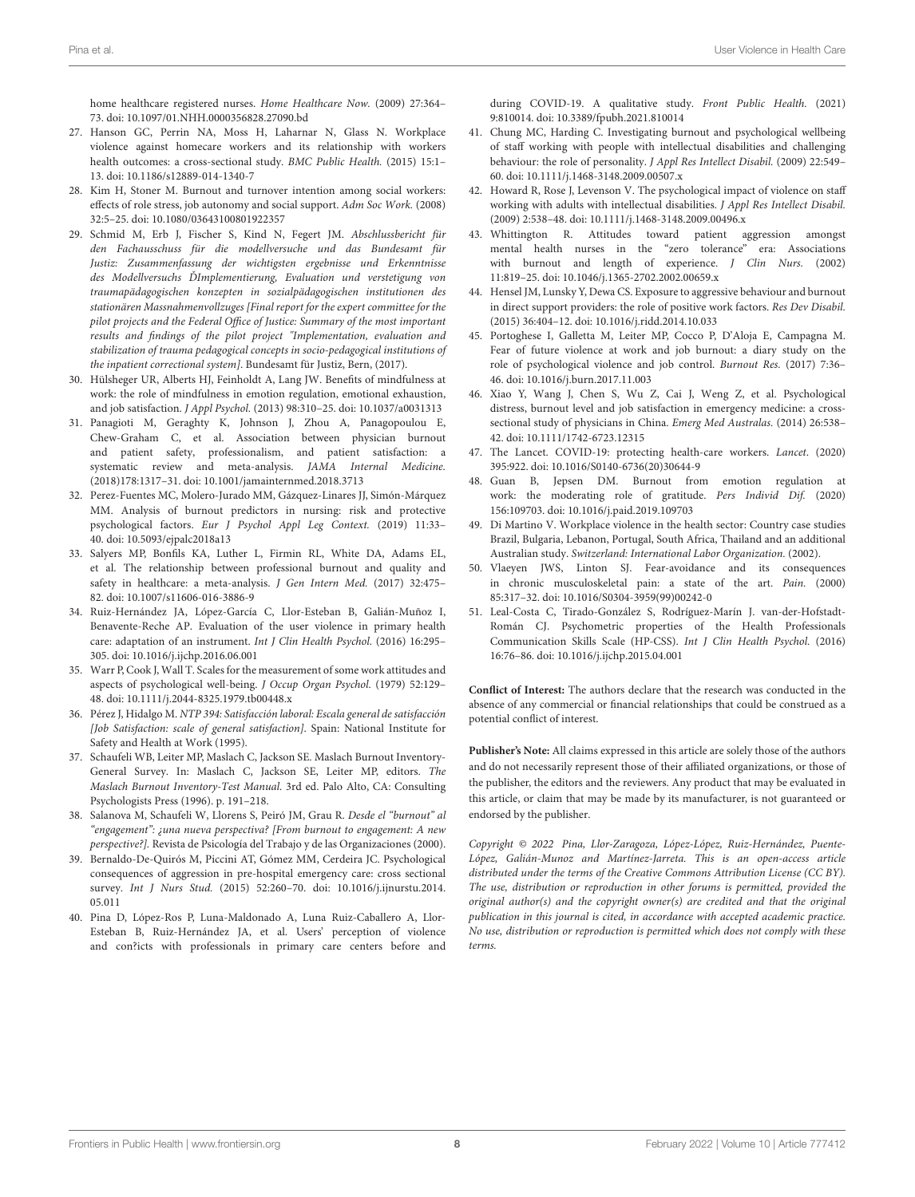home healthcare registered nurses. *Home Healthcare Now.* (2009) 27:364–73. doi: 10.1097/01.NHH.0000356828.27090.bd

27. Hanson GC, Perrin NA, Moss H, Laharnar N, Glass N. Workplace violence against homecare workers and its relationship with workers health outcomes: a cross-sectional study. *BMC Public Health.* (2015) 15:1–13. doi: 10.1186/s12889-014-1340-7
28. Kim H, Stoner M. Burnout and turnover intention among social workers: effects of role stress, job autonomy and social support. *Adm Soc Work.* (2008) 32:5–25. doi: 10.1080/03643100801922357
29. Schmid M, Erb J, Fischer S, Kind N, Fegert JM. *Abschlussbericht für den Fachausschuss für die modellversuche und das Bundesamt für Justiz: Zusammenfassung der wichtigsten ergebnisse und Erkenntnisse des Modellversuchs ĎImplementierung, Evaluation und verstetigung von traumapädagogischen konzepten in sozialpädagogischen institutionen des stationären Massnahmenvollzuges [Final report for the expert committee for the pilot projects and the Federal Office of Justice: Summary of the most important results and findings of the pilot project "Implementation, evaluation and stabilization of trauma pedagogical concepts in socio-pedagogical institutions of the inpatient correctional system].* Bundesamt für Justiz, Bern, (2017).
30. Hülsheger UR, Alberts HJ, Feinholdt A, Lang JW. Benefits of mindfulness at work: the role of mindfulness in emotion regulation, emotional exhaustion, and job satisfaction. *J Appl Psychol.* (2013) 98:310–25. doi: 10.1037/a0031313
31. Panagioti M, Geraghty K, Johnson J, Zhou A, Panagopoulou E, Chew-Graham C, et al. Association between physician burnout and patient safety, professionalism, and patient satisfaction: a systematic review and meta-analysis. *JAMA Internal Medicine.* (2018)178:1317–31. doi: 10.1001/jamainternmed.2018.3713
32. Perez-Fuentes MC, Molero-Jurado MM, Gázquez-Linares JJ, Simón-Márquez MM. Analysis of burnout predictors in nursing: risk and protective psychological factors. *Eur J Psychol Appl Leg Context.* (2019) 11:33–40. doi: 10.5093/ejpalc2018a13
33. Salyers MP, Bonfils KA, Luther L, Firmin RL, White DA, Adams EL, et al. The relationship between professional burnout and quality and safety in healthcare: a meta-analysis. *J Gen Intern Med.* (2017) 32:475–82. doi: 10.1007/s11606-016-3886-9
34. Ruiz-Hernández JA, López-García C, Llor-Esteban B, Galián-Muñoz I, Benavente-Reche AP. Evaluation of the user violence in primary health care: adaptation of an instrument. *Int J Clin Health Psychol.* (2016) 16:295–305. doi: 10.1016/j.ijchp.2016.06.001
35. Warr P, Cook J, Wall T. Scales for the measurement of some work attitudes and aspects of psychological well-being. *J Occup Organ Psychol.* (1979) 52:129–48. doi: 10.1111/j.2044-8325.1979.tb00448.x
36. Pérez J, Hidalgo M. *NTP 394: Satisfacción laboral: Escala general de satisfacción [Job Satisfaction: scale of general satisfaction].* Spain: National Institute for Safety and Health at Work (1995).
37. Schaufeli WB, Leiter MP, Maslach C, Jackson SE. Maslach Burnout Inventory-General Survey. In: Maslach C, Jackson SE, Leiter MP, editors. *The Maslach Burnout Inventory-Test Manual.* 3rd ed. Palo Alto, CA: Consulting Psychologists Press (1996). p. 191–218.
38. Salanova M, Schaufeli W, Llorens S, Peiró JM, Grau R. *Desde el "burnout" al "engagement": ¿una nueva perspectiva? [From burnout to engagement: A new perspective?].* Revista de Psicología del Trabajo y de las Organizaciones (2000).
39. Bernaldo-De-Quirós M, Piccini AT, Gómez MM, Cerdeira JC. Psychological consequences of aggression in pre-hospital emergency care: cross sectional survey. *Int J Nurs Stud.* (2015) 52:260–70. doi: 10.1016/j.ijnurstu.2014.05.011
40. Pina D, López-Ros P, Luna-Maldonado A, Luna Ruiz-Caballero A, Llor-Esteban B, Ruiz-Hernández JA, et al. Users' perception of violence and con?icts with professionals in primary care centers before and during COVID-19. A qualitative study. *Front Public Health.* (2021) 9:810014. doi: 10.3389/fpubh.2021.810014
41. Chung MC, Harding C. Investigating burnout and psychological wellbeing of staff working with people with intellectual disabilities and challenging behaviour: the role of personality. *J Appl Res Intellect Disabil.* (2009) 22:549–60. doi: 10.1111/j.1468-3148.2009.00507.x
42. Howard R, Rose J, Levenson V. The psychological impact of violence on staff working with adults with intellectual disabilities. *J Appl Res Intellect Disabil.* (2009) 2:538–48. doi: 10.1111/j.1468-3148.2009.00496.x
43. Whittington R. Attitudes toward patient aggression amongst mental health nurses in the "zero tolerance" era: Associations with burnout and length of experience. *J Clin Nurs.* (2002) 11:819–25. doi: 10.1046/j.1365-2702.2002.00659.x
44. Hensel JM, Lunsky Y, Dewa CS. Exposure to aggressive behaviour and burnout in direct support providers: the role of positive work factors. *Res Dev Disabil.* (2015) 36:404–12. doi: 10.1016/j.ridd.2014.10.033
45. Portoghese I, Galletta M, Leiter MP, Cocco P, D'Aloja E, Campagna M. Fear of future violence at work and job burnout: a diary study on the role of psychological violence and job control. *Burnout Res.* (2017) 7:36–46. doi: 10.1016/j.burn.2017.11.003
46. Xiao Y, Wang J, Chen S, Wu Z, Cai J, Weng Z, et al. Psychological distress, burnout level and job satisfaction in emergency medicine: a cross-sectional study of physicians in China. *Emerg Med Australas.* (2014) 26:538–42. doi: 10.1111/1742-6723.12315
47. The Lancet. COVID-19: protecting health-care workers. *Lancet.* (2020) 395:922. doi: 10.1016/S0140-6736(20)30644-9
48. Guan B, Jepsen DM. Burnout from emotion regulation at work: the moderating role of gratitude. *Pers Individ Dif.* (2020) 156:109703. doi: 10.1016/j.paid.2019.109703
49. Di Martino V. Workplace violence in the health sector: Country case studies Brazil, Bulgaria, Lebanon, Portugal, South Africa, Thailand and an additional Australian study. *Switzerland: International Labor Organization.* (2002).
50. Vlaeyen JWS, Linton SJ. Fear-avoidance and its consequences in chronic musculoskeletal pain: a state of the art. *Pain.* (2000) 85:317–32. doi: 10.1016/S0304-3959(99)00242-0
51. Leal-Costa C, Tirado-González S, Rodríguez-Marín J. van-der-Hofstadt-Román CJ. Psychometric properties of the Health Professionals Communication Skills Scale (HP-CSS). *Int J Clin Health Psychol.* (2016) 16:76–86. doi: 10.1016/j.ijchp.2015.04.001

**Conflict of Interest:** The authors declare that the research was conducted in the absence of any commercial or financial relationships that could be construed as a potential conflict of interest.

**Publisher's Note:** All claims expressed in this article are solely those of the authors and do not necessarily represent those of their affiliated organizations, or those of the publisher, the editors and the reviewers. Any product that may be evaluated in this article, or claim that may be made by its manufacturer, is not guaranteed or endorsed by the publisher.

*Copyright © 2022 Pina, Llor-Zaragoza, López-López, Ruiz-Hernández, Puente-López, Galián-Munoz and Martínez-Jarreta. This is an open-access article distributed under the terms of the Creative Commons Attribution License (CC BY). The use, distribution or reproduction in other forums is permitted, provided the original author(s) and the copyright owner(s) are credited and that the original publication in this journal is cited, in accordance with accepted academic practice. No use, distribution or reproduction is permitted which does not comply with these terms.*